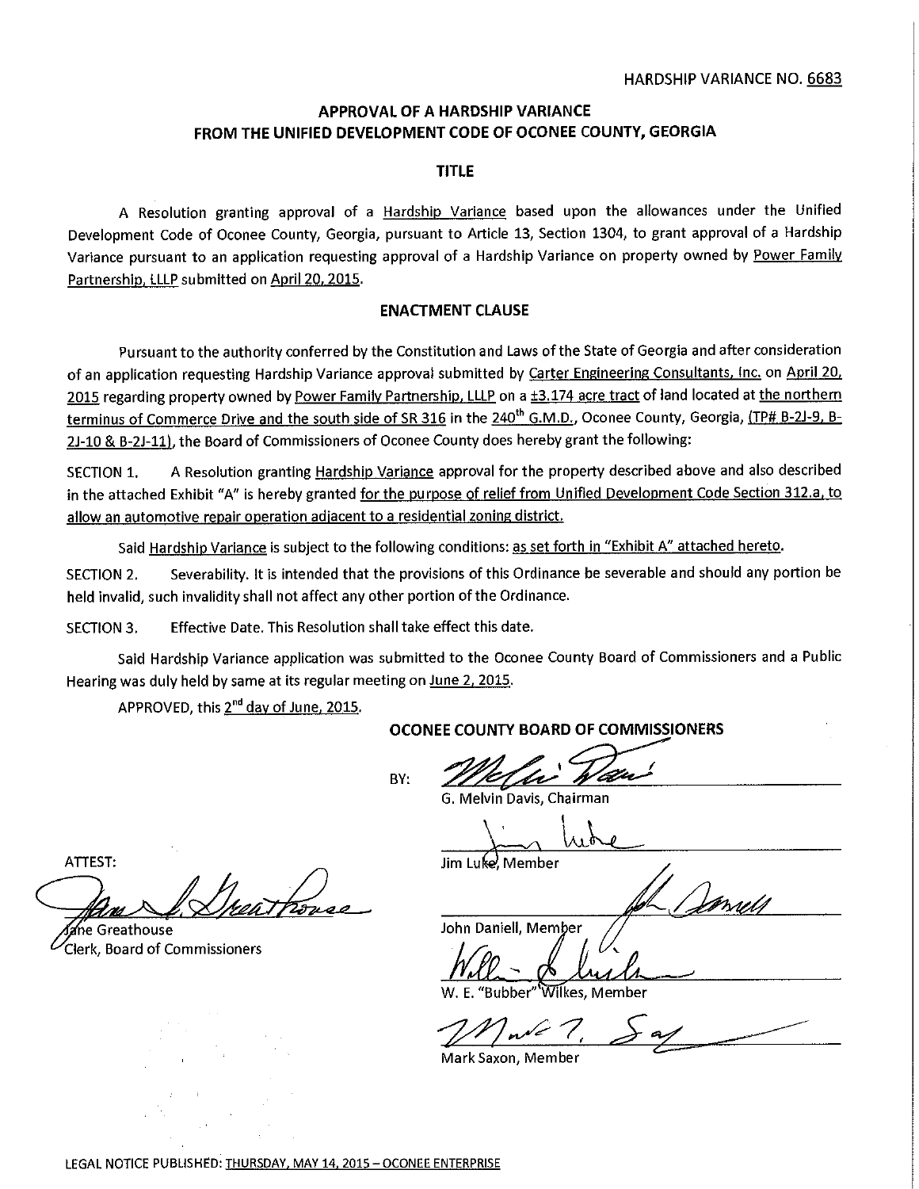HARDSHIP VARIANCE NO. 6683

## APPROVAL OF A HARDSHIP VARIANCE FROM THE UNIFIED DEVELOPMENT CODE OF OCONEE COUNTY, GEORGIA

### TITLE

A Resolution granting approval of a Hardship Variance based upon the allowances under the Unified Development Code of Oconee County, Georgia, pursuant to Article 13, Section 1304, to grant approval of a Hardship Variance pursuant to an application requesting approval of a Hardship Variance on property owned by Power Family Partnership, LLLP submitted on April 20, 2015.

### ENACTMENT CLAUSE

Pursuant to the authority conferred by the Constitution and Laws of the State of Georgia and after consideration of an application requesting Hardship Variance approval submitted by Carter Engineering Consultants, Inc. on April 20, 2015 regarding property owned by Power Family Partnership, LLLP on a ±3.174 acre tract of land located at the northern terminus of Commerce Drive and the south side of SR 316 in the 240th G.M.D., Oconee County, Georgia, (TP# B-2J-9, B-2J-10 & B-2J-11), the Board of Commissioners of Oconee County does hereby grant the following:

SECTION 1. A Resolution granting Hardship Variance approval for the property described above and also described in the attached Exhibit "A" is hereby granted for the purpose of relief from Unified Development Code Section 312.a, to allow an automotive repair operation adjacent to a residential zoning district.

Said Hardship Variance is subject to the following conditions: as set forth in "Exhibit A" attached hereto.

SECTION 2. Severability. It is intended that the provisions of this Ordinance be severable and should any portion be held invalid, such invalidity shall not affect any other portion of the Ordinance.

SECTION 3. Effective Date. This Resolution shall take effect this date.

Said Hardship Variance application was submitted to the Oconee County Board of Commissioners and a Public Hearing was duly held by same at its regular meeting on June 2, 2015.

APPROVED, this 2nd day of June, 2015.

**OCONEE COUNTY BOARD OF COMMISSIONERS**

BY: [signature]
G. Melvin Davis, Chairman

[signature]
Jim Luke, Member

[signature]
John Daniell, Member

[signature]
W. E. "Bubber" Wilkes, Member

[signature]
Mark Saxon, Member

ATTEST:

[signature]
Jane Greathouse
Clerk, Board of Commissioners

LEGAL NOTICE PUBLISHED: THURSDAY, MAY 14, 2015 – OCONEE ENTERPRISE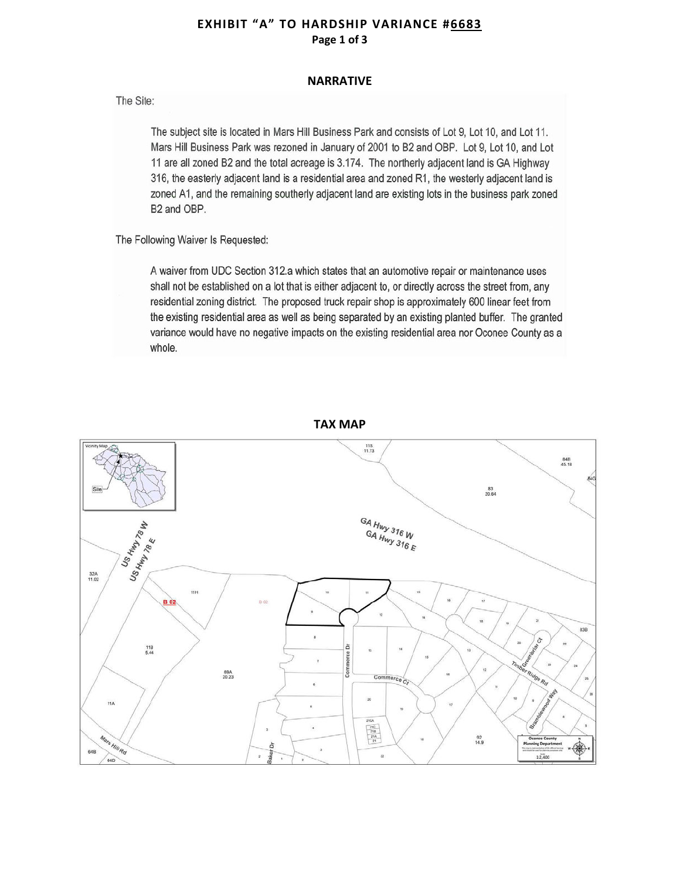# EXHIBIT "A" TO HARDSHIP VARIANCE #6683

**Page 1 of 3**

## NARRATIVE

The Site:

The subject site is located in Mars Hill Business Park and consists of Lot 9, Lot 10, and Lot 11. Mars Hill Business Park was rezoned in January of 2001 to B2 and OBP. Lot 9, Lot 10, and Lot 11 are all zoned B2 and the total acreage is 3.174. The northerly adjacent land is GA Highway 316, the easterly adjacent land is a residential area and zoned R1, the westerly adjacent land is zoned A1, and the remaining southerly adjacent land are existing lots in the business park zoned B2 and OBP.

The Following Waiver Is Requested:

A waiver from UDC Section 312.a which states that an automotive repair or maintenance uses shall not be established on a lot that is either adjacent to, or directly across the street from, any residential zoning district. The proposed truck repair shop is approximately 600 linear feet from the existing residential area as well as being separated by an existing planted buffer. The granted variance would have no negative impacts on the existing residential area nor Oconee County as a whole.

## TAX MAP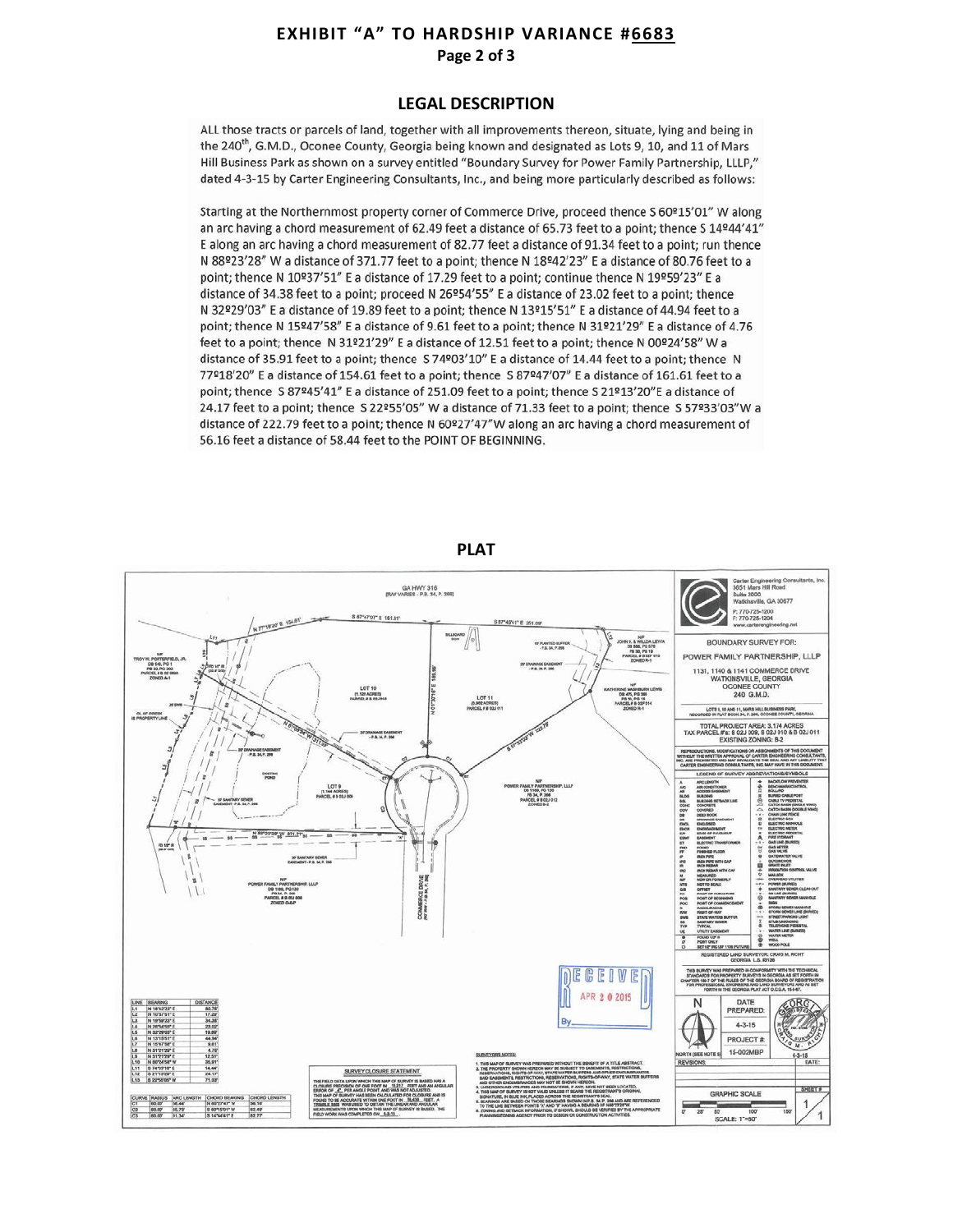# EXHIBIT "A" TO HARDSHIP VARIANCE #6683

**Page 2 of 3**

## LEGAL DESCRIPTION

ALL those tracts or parcels of land, together with all improvements thereon, situate, lying and being in the 240th, G.M.D., Oconee County, Georgia being known and designated as Lots 9, 10, and 11 of Mars Hill Business Park as shown on a survey entitled "Boundary Survey for Power Family Partnership, LLLP," dated 4-3-15 by Carter Engineering Consultants, Inc., and being more particularly described as follows:

Starting at the Northernmost property corner of Commerce Drive, proceed thence S 60º15'01" W along an arc having a chord measurement of 62.49 feet a distance of 65.73 feet to a point; thence S 14º44'41" E along an arc having a chord measurement of 82.77 feet a distance of 91.34 feet to a point; run thence N 88º23'28" W a distance of 371.77 feet to a point; thence N 18º42'23" E a distance of 80.76 feet to a point; thence N 10º37'51" E a distance of 17.29 feet to a point; continue thence N 19º59'23" E a distance of 34.38 feet to a point; proceed N 26º54'55" E a distance of 23.02 feet to a point; thence N 32º29'03" E a distance of 19.89 feet to a point; thence N 13º15'51" E a distance of 44.94 feet to a point; thence N 15º47'58" E a distance of 9.61 feet to a point; thence N 31º21'29" E a distance of 4.76 feet to a point; thence N 31º21'29" E a distance of 12.51 feet to a point; thence N 00º24'58" W a distance of 35.91 feet to a point; thence S 74º03'10" E a distance of 14.44 feet to a point; thence N 77º18'20" E a distance of 154.61 feet to a point; thence S 87º47'07" E a distance of 161.61 feet to a point; thence S 87º45'41" E a distance of 251.09 feet to a point; thence S 21º13'20"E a distance of 24.17 feet to a point; thence S 22º55'05" W a distance of 71.33 feet to a point; thence S 57º33'03"W a distance of 222.79 feet to a point; thence N 60º27'47"W along an arc having a chord measurement of 56.16 feet a distance of 58.44 feet to the POINT OF BEGINNING.

## PLAT

| LINE | BEARING | DISTANCE |
|---|---|---|
| L1 | N 18°42'23" E | 80.76' |
| L2 | N 10°37'51" E | 17.29' |
| L3 | N 19°59'23" E | 34.38' |
| L4 | N 26°54'55" E | 23.02' |
| L5 | N 32°29'03" E | 19.89' |
| L6 | N 13°15'51" E | 44.94' |
| L7 | N 15°47'58" E | 9.61' |
| L8 | N 31°21'29" E | 4.76' |
| L9 | N 31°21'29" E | 12.51' |
| L10 | N 00°24'58" W | 35.91' |
| L11 | S 74°03'10" E | 14.44' |
| L12 | S 21°13'20" E | 24.17' |
| L13 | S 22°55'05" W | 71.33' |

| CURVE | RADIUS | ARC LENGTH | CHORD BEARING | CHORD LENGTH |
|---|---|---|---|---|
| C1 | 60.00' | 58.44' | N 60°27'47" W | 56.16' |
| C2 | 60.00' | 65.73' | S 60°15'01" W | 62.49' |
| C3 | 60.00' | 91.34' | S 14°44'41" E | 82.77' |

Carter Engineering Consultants, Inc.
3651 Mars Hill Road
Suite 3000
Watkinsville, GA 30677
P: 770-725-1200
F: 770-725-1204
www.carterengineering.net

BOUNDARY SURVEY FOR:
POWER FAMILY PARTNERSHIP, LLLP
1131, 1140 & 1141 COMMERCE DRIVE
WATKINSVILLE, GEORGIA
OCONEE COUNTY
240 G.M.D.

TOTAL PROJECT AREA: 3.174 ACRES
TAX PARCEL #'s: B 02J 009, B 02J 010 & B 02J 011
EXISTING ZONING: B-2

REGISTERED LAND SURVEYOR: CRAIG M. RICHT

DATE PREPARED: 4-3-15
PROJECT #: 15-002MBP

RECEIVED APR 20 2015

SCALE: 1"=50'

SHEET # 1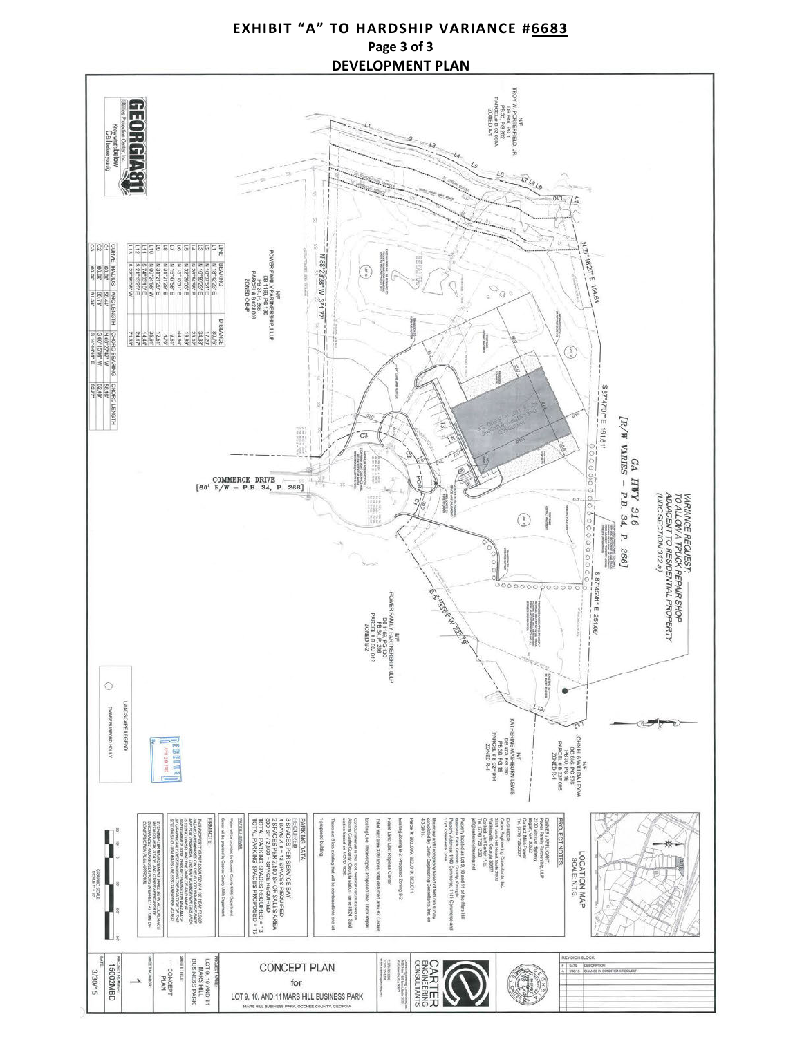# EXHIBIT "A" TO HARDSHIP VARIANCE #6683

**Page 3 of 3**

**DEVELOPMENT PLAN**

VARIANCE REQUEST:
TO ALLOW A TRUCK REPAIR SHOP
ADJACENT TO RESIDENTIAL PROPERTY
(UDC SECTION 312.a)

GA HWY 316
[R/W VARIES – P.B. 34, P. 266]

COMMERCE DRIVE
[60' R/W – P.B. 34, P. 266]

N/F
TROY W. PORTERFIELD, JR.
DB 546, PG 1
PB 31, PG 282
PARCEL # B 02 066A
ZONED A-1

N/F
POWER FAMILY PARTNERSHIP, LLLP
DB 1168, PG 130
PB 34, P. 266
PARCEL # B 02J 008
ZONED OBP

N/F
POWER FAMILY PARTNERSHIP, LLLP
DB 1168, PG 130
PB 34, P. 266
PARCEL # B 02J 012
ZONED B-2

N/F
KATHERINE MASHBURN LEWIS
DB 474, PG 389
PB 30, PG 19
PARCEL # B 02F 014
ZONED R-1

N/F
JOHN H. & WILDA LEVYA
DB 866, PG 676
PB 30, PG 19
PARCEL # B 02F 015
ZONED R-1

N 77°18'20" E 154.61'

S 87°47'07" E 161.61'

S 87°45'41" E 251.09'

N 68°23'28" W 371.77'

S 61°33'03" W 227.19'

| LINE | BEARING | DISTANCE |
|---|---|---|
| L1 | N 18°42'23" E | 80.76' |
| L2 | N 10°37'51" E | 17.29' |
| L3 | N 18°59'23" E | 34.39' |
| L4 | N 34°54'55" E | 23.62' |
| L5 | N 32°39'03" E | 19.89' |
| L6 | N 10°10'51" E | 44.94' |
| L7 | N 14°47'58" E | 9.61' |
| L8 | N 31°11'28" E | 4.76' |
| L9 | N 31°21'29" E | 12.51' |
| L10 | N 06°24'58" W | 35.81' |
| L11 | S 74°03'10" E | 14.46' |
| L12 | S 21°13'20" E | 24.17' |
| L13 | S 22°56'05" W | 71.33' |

| CURVE | RADIUS | ARC LENGTH | CHORD BEARING | CHORD LENGTH |
|---|---|---|---|---|
| C1 | 60.00' | 56.47' | N 60°27'47" W | 54.39' |
| C2 | 60.00' | 65.73' | S 60°15'07" W | 62.49' |
| C3 | 60.00' | 91.39' | S 16°44'41" E | 82.77' |

GEORGIA811
Utilities Protection Center, Inc.
Know what's below.
Call before you dig.

LANDSCAPE LEGEND
DWARF BURFORD HOLLY

LOCATION MAP
SCALE: N.T.S.

PROJECT NOTES:

OWNER / APPLICANT:
Power Family Partnership, LLLP
2100 Monroe Highway
Bogart, GA 30622
Contact: Mark Power
Tel: (770) 725-2207

ENGINEER:
Carter Engineering Consultants, Inc.
3651 Mars Hill Road, Suite 2000
Watkinsville, Georgia 30677
Contact: Jeff Carter, P.E.
Tel: (770) 725-1200
jeff@cartereng.net

Property located at Lot 9, 10 and 11 of the Mars Hill Business Park, Oconee County, Georgia.
Property Address: 1140 Commerce, 1141 Commerce and 1151 Commerce Drive.

Boundary and topographic survey information completed by Carter Engineering Consultants, Inc. on 4-3-2015.

Parcel #: B02J009, B02J010, B02J011

Existing Zoning: B-2, Proposed Zoning: B-2

Future Land Use: Regional Center

Total land area: 3.09 acres, total disturbed area: ±2.0 acres

Existing Use: Undeveloped, Proposed Use: Truck Repair

Contours shown are from field survey. Vertical datum based on Athens Clarke County, Georgia station name BEN, Said station based on NGVD 1929.

There are 3 lots existing that will be combined into one lot.

1 proposed building.

PARKING DATA:
REQUIRED
3 SPACES PER SERVICE BAY
4 BAYS x 3 = 12 SPACES REQUIRED
2 SPACES PER 2,500 SF OF SALES AREA
600 SF / 2,500 = 1 SPACE REQUIRED
TOTAL PARKING SPACES REQUIRED = 13
TOTAL PARKING SPACES PROPOSED = 13

FIRM NOTE:

WATER & SEWER:
Water will be provided by Oconee County Utility Department.
Sewer will be provided by Oconee County Utility Department.

STORMWATER MANAGEMENT SHALL BE IN ACCORDANCE WITH OCONEE COUNTY AND GEORGIA CODES, ORDINANCES AND REGULATIONS IN EFFECT AT TIME OF CONSTRUCTION PLAN APPROVAL.

GRAPHIC SCALE
SCALE 1" = 30'

REVISION BLOCK:

| # | DATE | DESCRIPTION |
|---|---|---|
| A | 7/30/15 | CHANGE IN CONDITIONS REQUEST |

CARTER ENGINEERING CONSULTANTS

CONCEPT PLAN
for
LOT 9, 10, AND 11 MARS HILL BUSINESS PARK
MARS HILL BUSINESS PARK, OCONEE COUNTY, GEORGIA

PROJECT NAME: LOT 9, 10 AND 11 MARS HILL BUSINESS PARK

SHEET TITLE: CONCEPT PLAN

SHEET NUMBER: 1

PROJECT NUMBER: 15002MED

DATE: 3/30/15